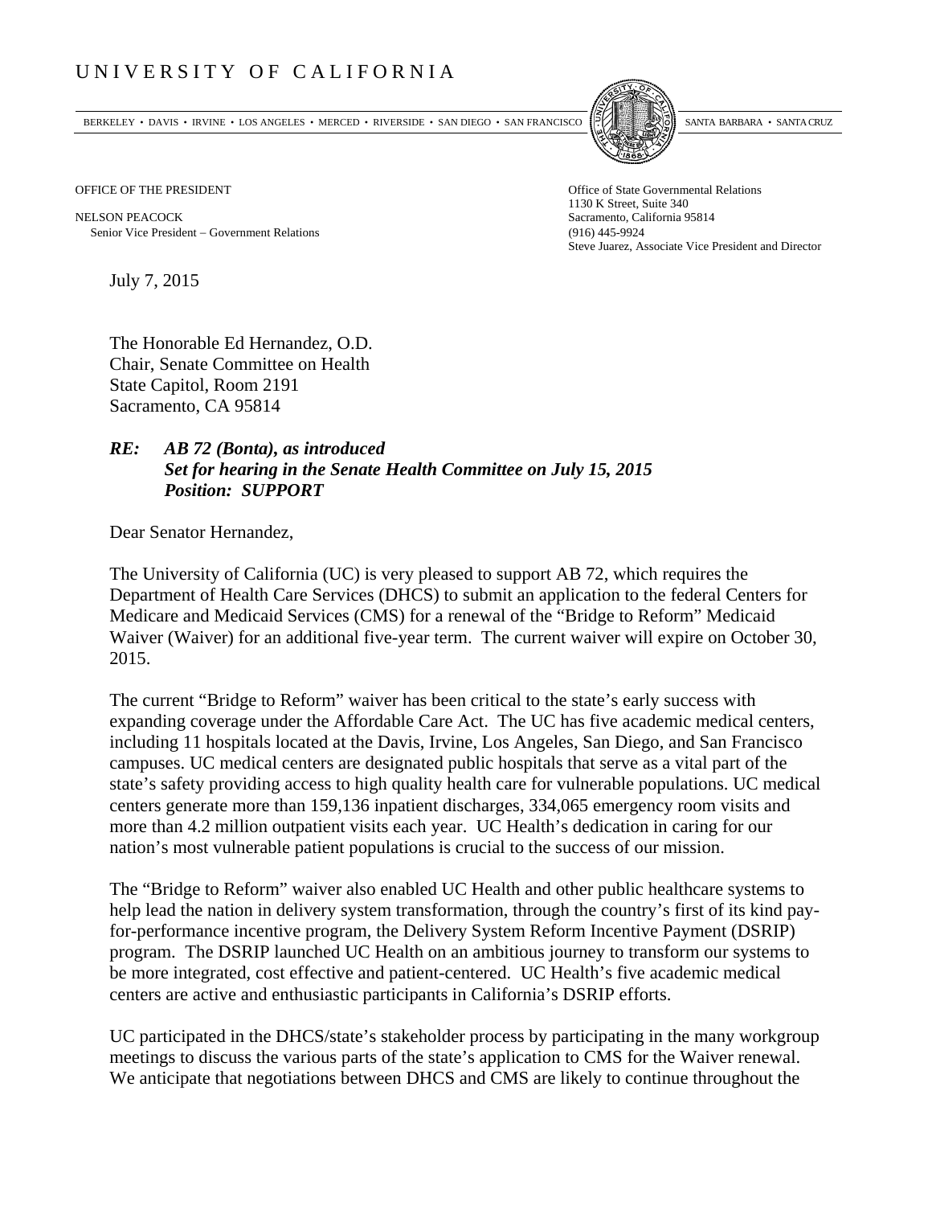# UNIVERSITY OF CALIFORNIA

BERKELEY • DAVIS • IRVINE • LOS ANGELES • MERCED • RIVERSIDE • SAN DIEGO • SAN FRANCISCO    SANTA BARBARA • SANTA CRUZ

OFFICE OF THE PRESIDENT

NELSON PEACOCK
Senior Vice President – Government Relations

Office of State Governmental Relations
1130 K Street, Suite 340
Sacramento, California 95814
(916) 445-9924
Steve Juarez, Associate Vice President and Director

July 7, 2015

The Honorable Ed Hernandez, O.D.
Chair, Senate Committee on Health
State Capitol, Room 2191
Sacramento, CA 95814

***RE: AB 72 (Bonta), as introduced***
***Set for hearing in the Senate Health Committee on July 15, 2015***
***Position: SUPPORT***

Dear Senator Hernandez,

The University of California (UC) is very pleased to support AB 72, which requires the Department of Health Care Services (DHCS) to submit an application to the federal Centers for Medicare and Medicaid Services (CMS) for a renewal of the "Bridge to Reform" Medicaid Waiver (Waiver) for an additional five-year term. The current waiver will expire on October 30, 2015.

The current "Bridge to Reform" waiver has been critical to the state's early success with expanding coverage under the Affordable Care Act. The UC has five academic medical centers, including 11 hospitals located at the Davis, Irvine, Los Angeles, San Diego, and San Francisco campuses. UC medical centers are designated public hospitals that serve as a vital part of the state's safety providing access to high quality health care for vulnerable populations. UC medical centers generate more than 159,136 inpatient discharges, 334,065 emergency room visits and more than 4.2 million outpatient visits each year. UC Health's dedication in caring for our nation's most vulnerable patient populations is crucial to the success of our mission.

The "Bridge to Reform" waiver also enabled UC Health and other public healthcare systems to help lead the nation in delivery system transformation, through the country's first of its kind pay-for-performance incentive program, the Delivery System Reform Incentive Payment (DSRIP) program. The DSRIP launched UC Health on an ambitious journey to transform our systems to be more integrated, cost effective and patient-centered. UC Health's five academic medical centers are active and enthusiastic participants in California's DSRIP efforts.

UC participated in the DHCS/state's stakeholder process by participating in the many workgroup meetings to discuss the various parts of the state's application to CMS for the Waiver renewal. We anticipate that negotiations between DHCS and CMS are likely to continue throughout the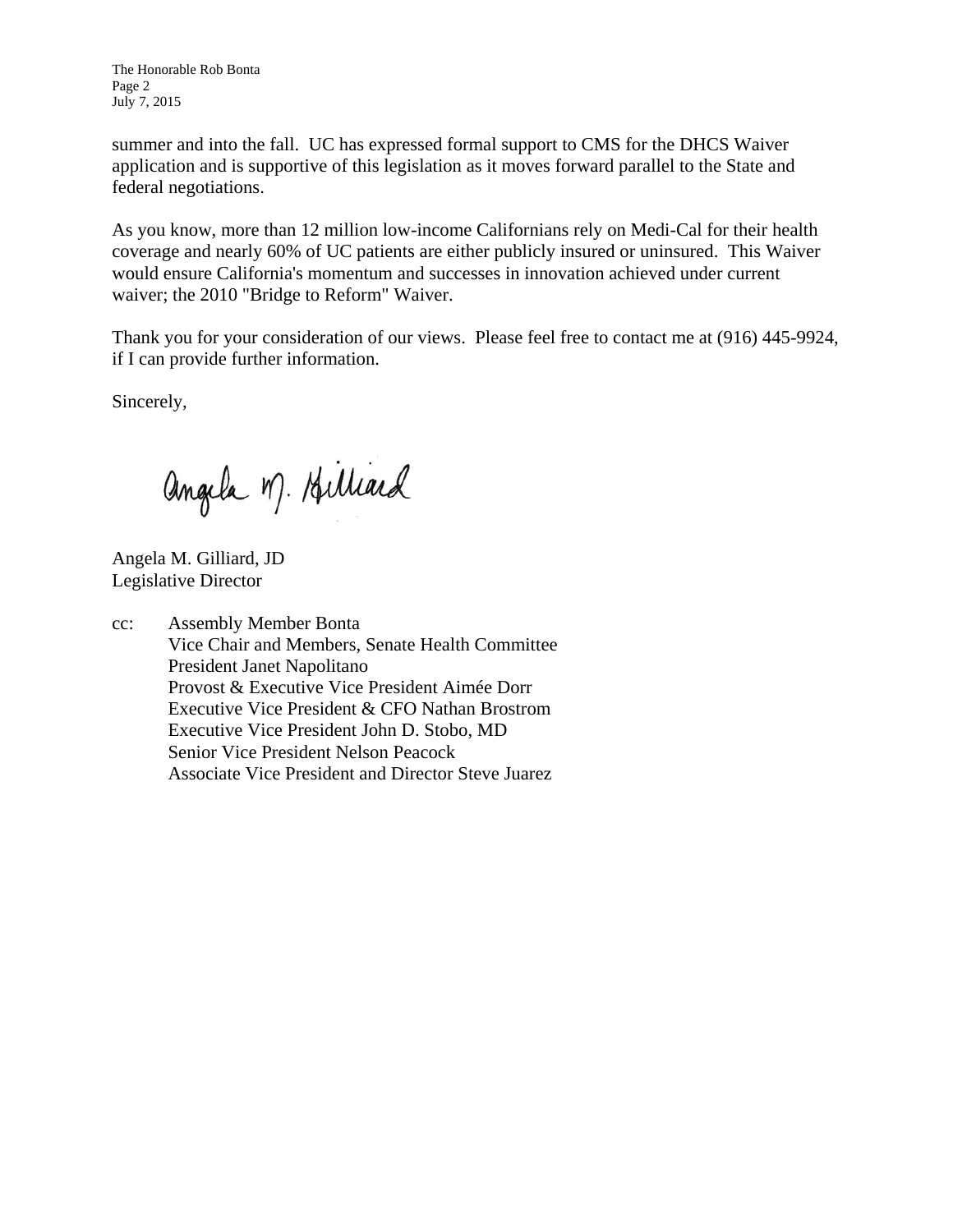summer and into the fall. UC has expressed formal support to CMS for the DHCS Waiver application and is supportive of this legislation as it moves forward parallel to the State and federal negotiations.

As you know, more than 12 million low-income Californians rely on Medi-Cal for their health coverage and nearly 60% of UC patients are either publicly insured or uninsured. This Waiver would ensure California's momentum and successes in innovation achieved under current waiver; the 2010 "Bridge to Reform" Waiver.

Thank you for your consideration of our views. Please feel free to contact me at (916) 445-9924, if I can provide further information.

Sincerely,

Angela M. Gilliard

Angela M. Gilliard, JD
Legislative Director

cc: Assembly Member Bonta
Vice Chair and Members, Senate Health Committee
President Janet Napolitano
Provost & Executive Vice President Aimée Dorr
Executive Vice President & CFO Nathan Brostrom
Executive Vice President John D. Stobo, MD
Senior Vice President Nelson Peacock
Associate Vice President and Director Steve Juarez